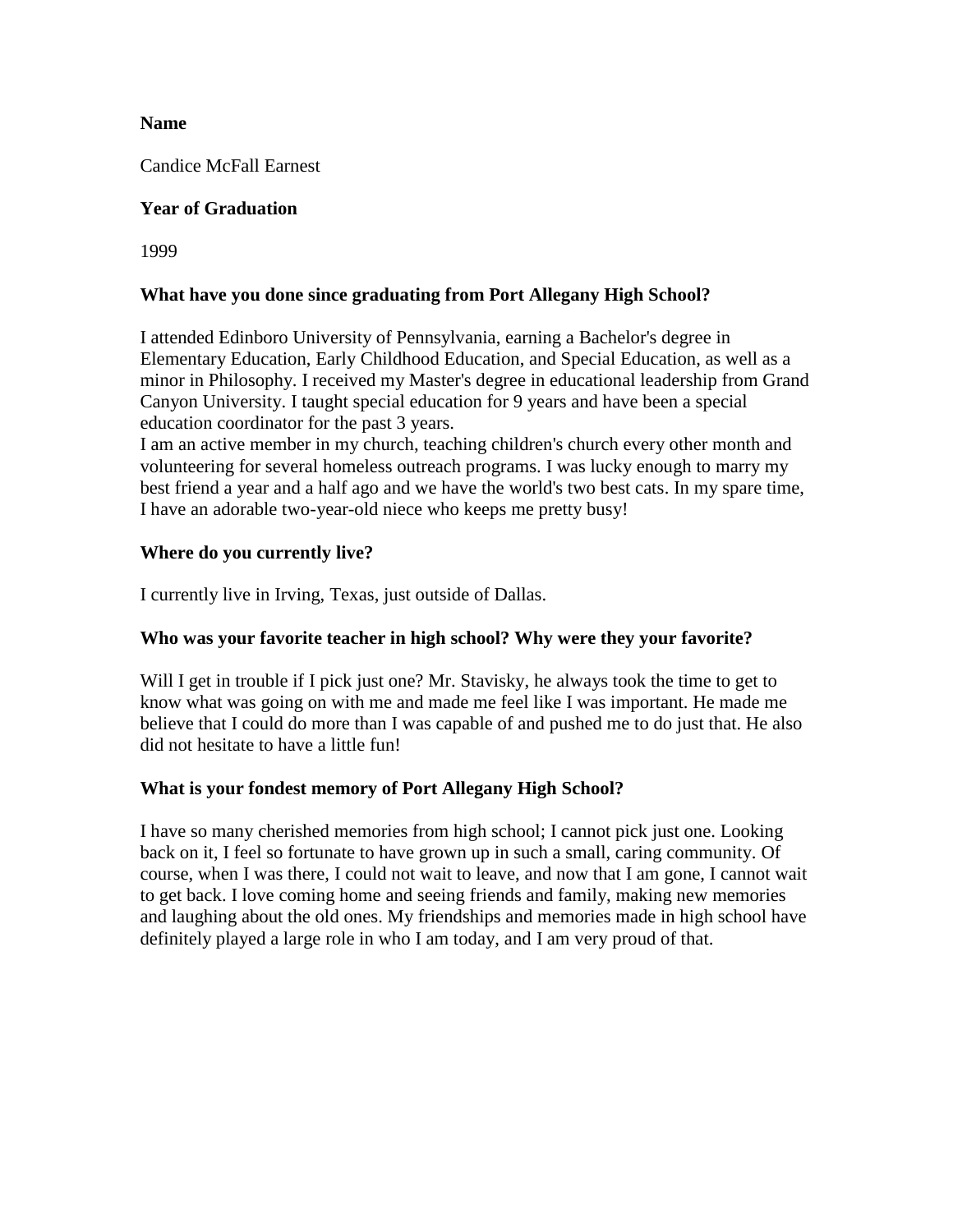**Name**

Candice McFall Earnest

**Year of Graduation**

1999

**What have you done since graduating from Port Allegany High School?**

I attended Edinboro University of Pennsylvania, earning a Bachelor's degree in Elementary Education, Early Childhood Education, and Special Education, as well as a minor in Philosophy. I received my Master's degree in educational leadership from Grand Canyon University. I taught special education for 9 years and have been a special education coordinator for the past 3 years.

I am an active member in my church, teaching children's church every other month and volunteering for several homeless outreach programs. I was lucky enough to marry my best friend a year and a half ago and we have the world's two best cats. In my spare time, I have an adorable two-year-old niece who keeps me pretty busy!

**Where do you currently live?**

I currently live in Irving, Texas, just outside of Dallas.

**Who was your favorite teacher in high school? Why were they your favorite?**

Will I get in trouble if I pick just one? Mr. Stavisky, he always took the time to get to know what was going on with me and made me feel like I was important. He made me believe that I could do more than I was capable of and pushed me to do just that. He also did not hesitate to have a little fun!

**What is your fondest memory of Port Allegany High School?**

I have so many cherished memories from high school; I cannot pick just one. Looking back on it, I feel so fortunate to have grown up in such a small, caring community. Of course, when I was there, I could not wait to leave, and now that I am gone, I cannot wait to get back. I love coming home and seeing friends and family, making new memories and laughing about the old ones. My friendships and memories made in high school have definitely played a large role in who I am today, and I am very proud of that.